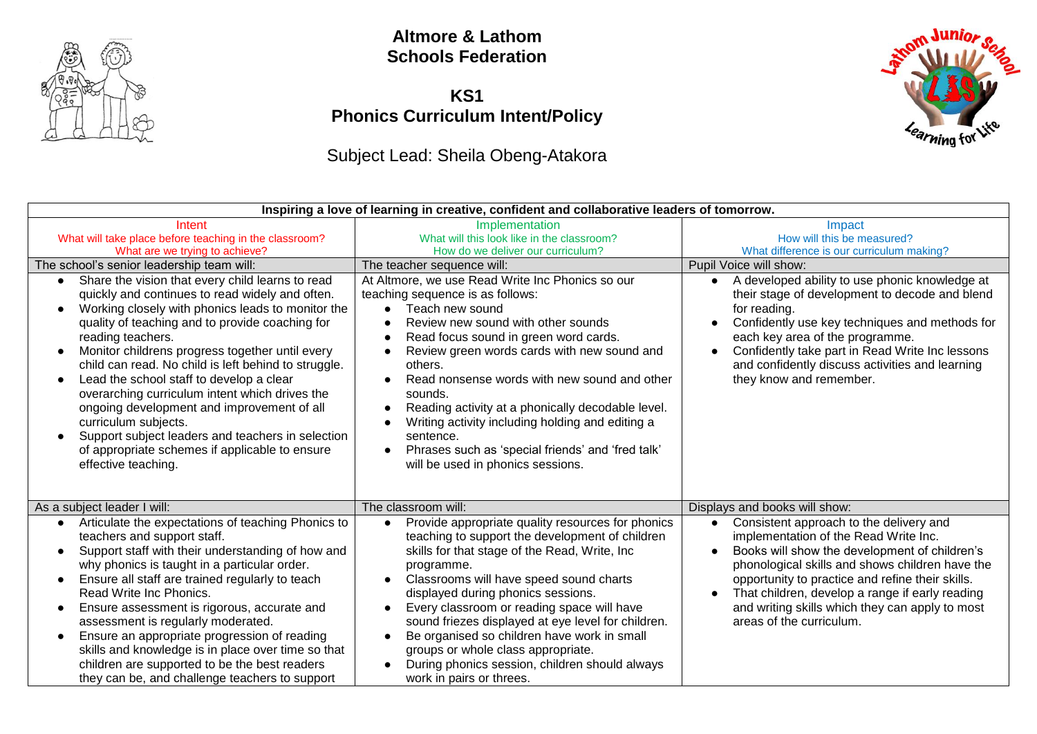# Altmore & Lathom Schools Federation

## KS1
## Phonics Curriculum Intent/Policy

Subject Lead: Sheila Obeng-Atakora

| Inspiring a love of learning in creative, confident and collaborative leaders of tomorrow. | | |
|---|---|---|
| **Intent**<br>What will take place before teaching in the classroom?<br>What are we trying to achieve? | **Implementation**<br>What will this look like in the classroom?<br>How do we deliver our curriculum? | **Impact**<br>How will this be measured?<br>What difference is our curriculum making? |
| The school's senior leadership team will: | The teacher sequence will: | Pupil Voice will show: |
| • Share the vision that every child learns to read quickly and continues to read widely and often.<br>• Working closely with phonics leads to monitor the quality of teaching and to provide coaching for reading teachers.<br>• Monitor childrens progress together until every child can read. No child is left behind to struggle.<br>• Lead the school staff to develop a clear overarching curriculum intent which drives the ongoing development and improvement of all curriculum subjects.<br>• Support subject leaders and teachers in selection of appropriate schemes if applicable to ensure effective teaching. | At Altmore, we use Read Write Inc Phonics so our teaching sequence is as follows:<br>• Teach new sound<br>• Review new sound with other sounds<br>• Read focus sound in green word cards.<br>• Review green words cards with new sound and others.<br>• Read nonsense words with new sound and other sounds.<br>• Reading activity at a phonically decodable level.<br>• Writing activity including holding and editing a sentence.<br>• Phrases such as 'special friends' and 'fred talk' will be used in phonics sessions. | • A developed ability to use phonic knowledge at their stage of development to decode and blend for reading.<br>• Confidently use key techniques and methods for each key area of the programme.<br>• Confidently take part in Read Write Inc lessons and confidently discuss activities and learning they know and remember. |
| As a subject leader I will: | The classroom will: | Displays and books will show: |
| • Articulate the expectations of teaching Phonics to teachers and support staff.<br>• Support staff with their understanding of how and why phonics is taught in a particular order.<br>• Ensure all staff are trained regularly to teach Read Write Inc Phonics.<br>• Ensure assessment is rigorous, accurate and assessment is regularly moderated.<br>• Ensure an appropriate progression of reading skills and knowledge is in place over time so that children are supported to be the best readers they can be, and challenge teachers to support | • Provide appropriate quality resources for phonics teaching to support the development of children skills for that stage of the Read, Write, Inc programme.<br>• Classrooms will have speed sound charts displayed during phonics sessions.<br>• Every classroom or reading space will have sound friezes displayed at eye level for children.<br>• Be organised so children have work in small groups or whole class appropriate.<br>• During phonics session, children should always work in pairs or threes. | • Consistent approach to the delivery and implementation of the Read Write Inc.<br>• Books will show the development of children's phonological skills and shows children have the opportunity to practice and refine their skills.<br>• That children, develop a range if early reading and writing skills which they can apply to most areas of the curriculum. |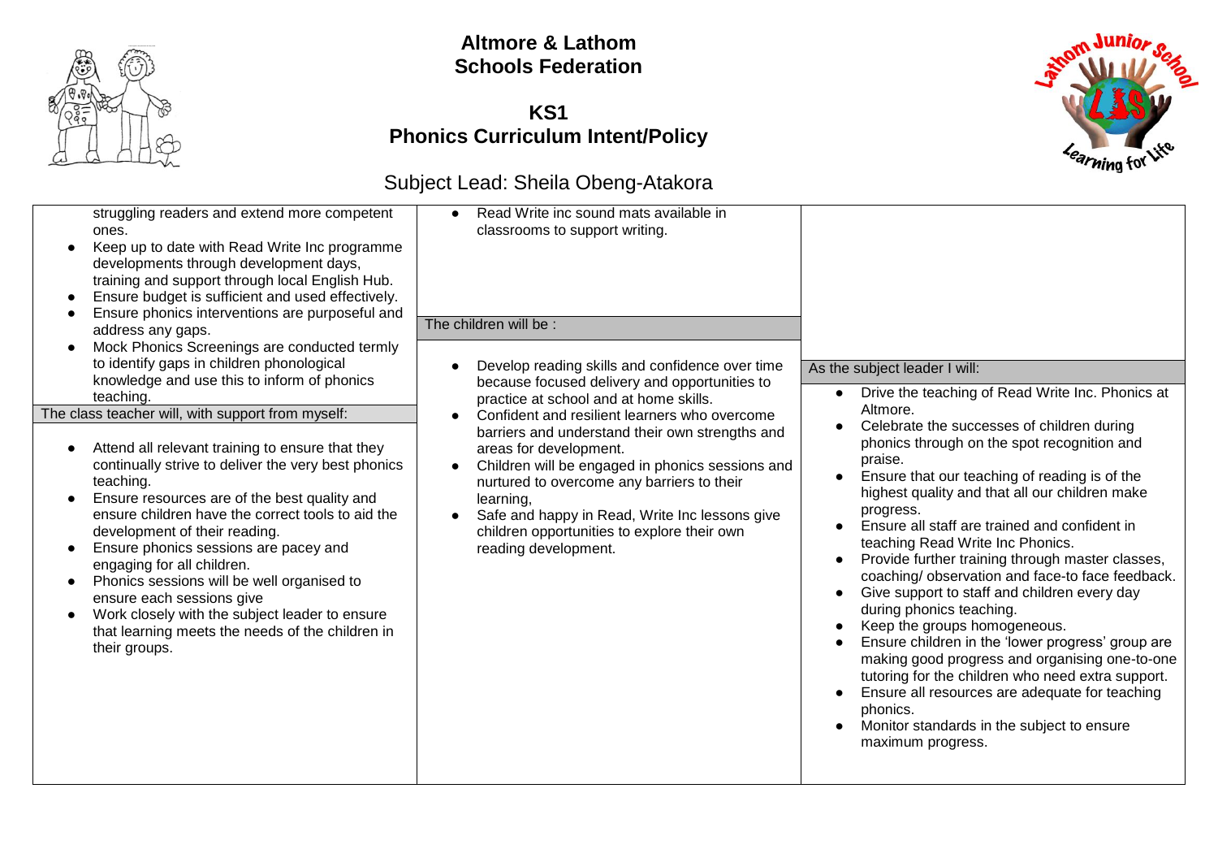# Altmore & Lathom Schools Federation

## KS1
## Phonics Curriculum Intent/Policy

Subject Lead: Sheila Obeng-Atakora

struggling readers and extend more competent ones.

- Keep up to date with Read Write Inc programme developments through development days, training and support through local English Hub.
- Ensure budget is sufficient and used effectively.
- Ensure phonics interventions are purposeful and address any gaps.
- Mock Phonics Screenings are conducted termly to identify gaps in children phonological knowledge and use this to inform of phonics teaching.

The class teacher will, with support from myself:

- Attend all relevant training to ensure that they continually strive to deliver the very best phonics teaching.
- Ensure resources are of the best quality and ensure children have the correct tools to aid the development of their reading.
- Ensure phonics sessions are pacey and engaging for all children.
- Phonics sessions will be well organised to ensure each sessions give
- Work closely with the subject leader to ensure that learning meets the needs of the children in their groups.

- Read Write inc sound mats available in classrooms to support writing.

The children will be :

- Develop reading skills and confidence over time because focused delivery and opportunities to practice at school and at home skills.
- Confident and resilient learners who overcome barriers and understand their own strengths and areas for development.
- Children will be engaged in phonics sessions and nurtured to overcome any barriers to their learning,
- Safe and happy in Read, Write Inc lessons give children opportunities to explore their own reading development.

As the subject leader I will:

- Drive the teaching of Read Write Inc. Phonics at Altmore.
- Celebrate the successes of children during phonics through on the spot recognition and praise.
- Ensure that our teaching of reading is of the highest quality and that all our children make progress.
- Ensure all staff are trained and confident in teaching Read Write Inc Phonics.
- Provide further training through master classes, coaching/ observation and face-to face feedback.
- Give support to staff and children every day during phonics teaching.
- Keep the groups homogeneous.
- Ensure children in the 'lower progress' group are making good progress and organising one-to-one tutoring for the children who need extra support.
- Ensure all resources are adequate for teaching phonics.
- Monitor standards in the subject to ensure maximum progress.